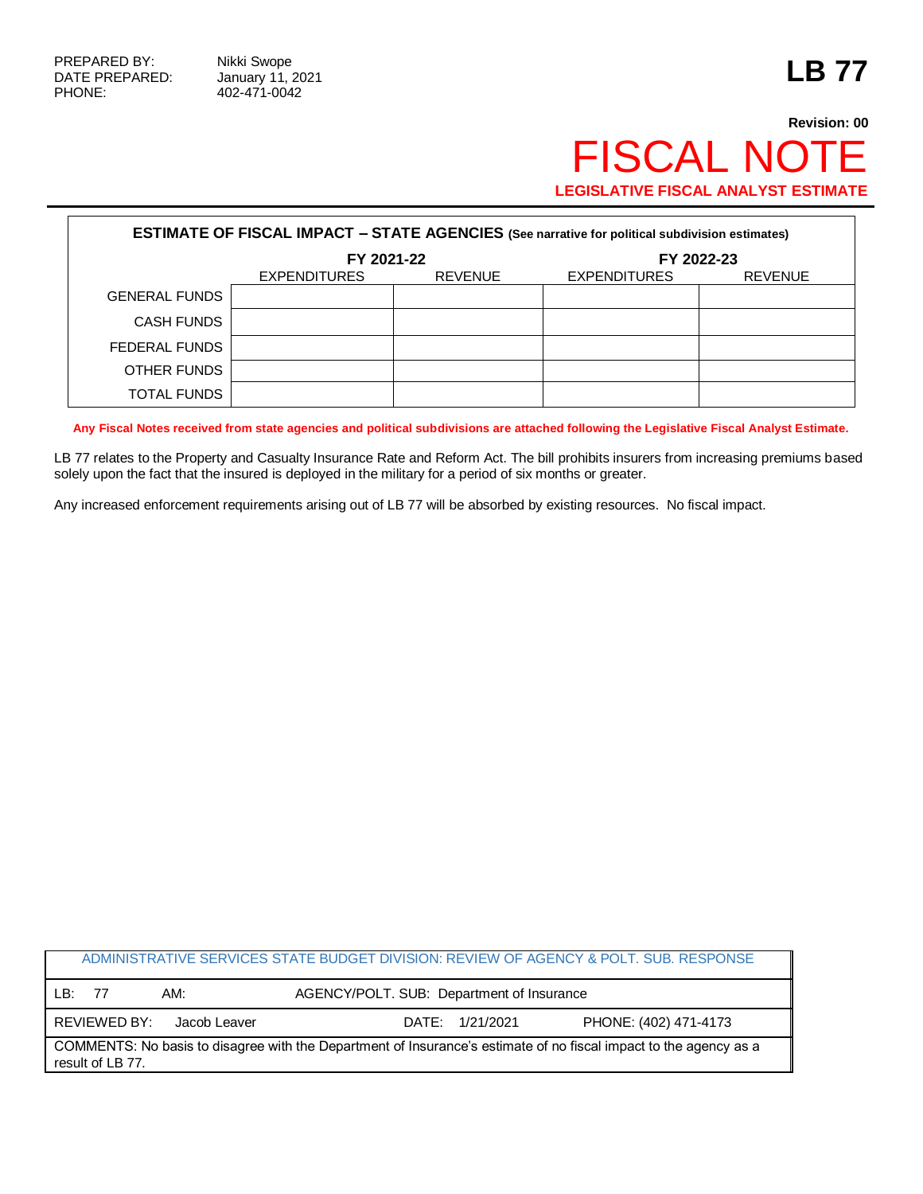PREPARED BY: Nikki Swope
DATE PREPARED: January 11, 2021
PHONE: 402-471-0042

# LB 77

**Revision: 00**

# FISCAL NOTE

**LEGISLATIVE FISCAL ANALYST ESTIMATE**

| **ESTIMATE OF FISCAL IMPACT – STATE AGENCIES** (See narrative for political subdivision estimates) | | | | |
|---|---|---|---|---|
| | **FY 2021-22** | | **FY 2022-23** | |
| | EXPENDITURES | REVENUE | EXPENDITURES | REVENUE |
| GENERAL FUNDS | | | | |
| CASH FUNDS | | | | |
| FEDERAL FUNDS | | | | |
| OTHER FUNDS | | | | |
| TOTAL FUNDS | | | | |

**Any Fiscal Notes received from state agencies and political subdivisions are attached following the Legislative Fiscal Analyst Estimate.**

LB 77 relates to the Property and Casualty Insurance Rate and Reform Act. The bill prohibits insurers from increasing premiums based solely upon the fact that the insured is deployed in the military for a period of six months or greater.

Any increased enforcement requirements arising out of LB 77 will be absorbed by existing resources. No fiscal impact.

| ADMINISTRATIVE SERVICES STATE BUDGET DIVISION: REVIEW OF AGENCY & POLT. SUB. RESPONSE | | | |
|---|---|---|---|
| LB: 77 | AM: | AGENCY/POLT. SUB: Department of Insurance | |
| REVIEWED BY: Jacob Leaver | | DATE: 1/21/2021 | PHONE: (402) 471-4173 |
| COMMENTS: No basis to disagree with the Department of Insurance's estimate of no fiscal impact to the agency as a result of LB 77. | | | |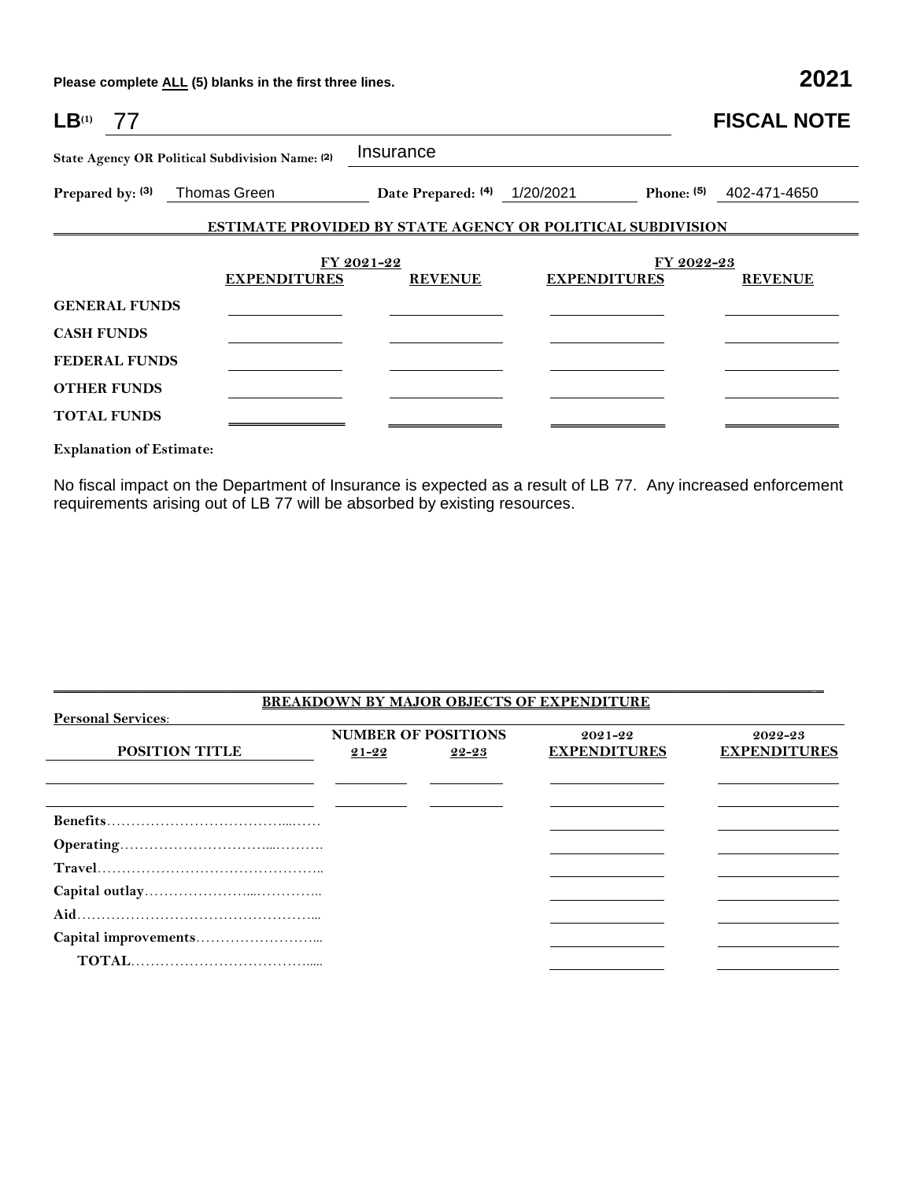Please complete ALL (5) blanks in the first three lines.

**2021**

**LB**[(1)] 77

**FISCAL NOTE**

**State Agency OR Political Subdivision Name:** [(2)] Insurance

**Prepared by:** [(3)] Thomas Green **Date Prepared:** [(4)] 1/20/2021 **Phone:** [(5)] 402-471-4650

## ESTIMATE PROVIDED BY STATE AGENCY OR POLITICAL SUBDIVISION

| | FY 2021-22 | | FY 2022-23 | |
|---|---|---|---|---|
| | **EXPENDITURES** | **REVENUE** | **EXPENDITURES** | **REVENUE** |
| **GENERAL FUNDS** | | | | |
| **CASH FUNDS** | | | | |
| **FEDERAL FUNDS** | | | | |
| **OTHER FUNDS** | | | | |
| **TOTAL FUNDS** | | | | |

**Explanation of Estimate:**

No fiscal impact on the Department of Insurance is expected as a result of LB 77. Any increased enforcement requirements arising out of LB 77 will be absorbed by existing resources.

## BREAKDOWN BY MAJOR OBJECTS OF EXPENDITURE

**Personal Services:**

| **POSITION TITLE** | **NUMBER OF POSITIONS 21-22** | **NUMBER OF POSITIONS 22-23** | **2021-22 EXPENDITURES** | **2022-23 EXPENDITURES** |
|---|---|---|---|---|
| | | | | |
| | | | | |
| **Benefits** | | | | |
| **Operating** | | | | |
| **Travel** | | | | |
| **Capital outlay** | | | | |
| **Aid** | | | | |
| **Capital improvements** | | | | |
| **TOTAL** | | | | |